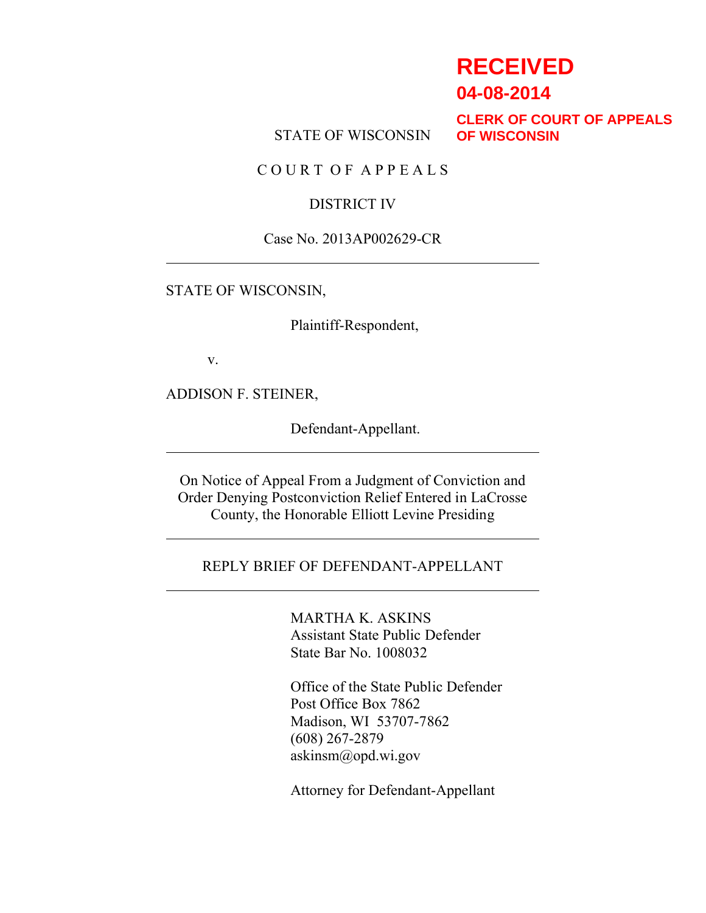**RECEIVED**

**04-08-2014**

**CLERK OF COURT OF APPEALS OF WISCONSIN**

STATE OF WISCONSIN

C O U R T  O F  A P P E A L S

DISTRICT IV

Case No. 2013AP002629-CR

---

STATE OF WISCONSIN,

Plaintiff-Respondent,

v.

ADDISON F. STEINER,

Defendant-Appellant.

---

On Notice of Appeal From a Judgment of Conviction and Order Denying Postconviction Relief Entered in LaCrosse County, the Honorable Elliott Levine Presiding

---

REPLY BRIEF OF DEFENDANT-APPELLANT

---

MARTHA K. ASKINS
Assistant State Public Defender
State Bar No. 1008032

Office of the State Public Defender
Post Office Box 7862
Madison, WI 53707-7862
(608) 267-2879
askinsm@opd.wi.gov

Attorney for Defendant-Appellant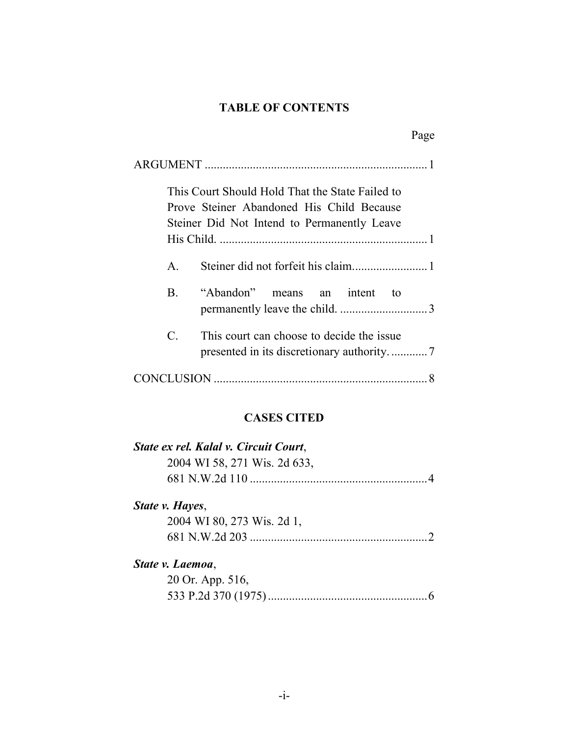## TABLE OF CONTENTS

Page

ARGUMENT .......................................................................... 1

This Court Should Hold That the State Failed to Prove Steiner Abandoned His Child Because Steiner Did Not Intend to Permanently Leave His Child. ..................................................................... 1

A. Steiner did not forfeit his claim......................... 1

B. "Abandon" means an intent to permanently leave the child. ............................. 3

C. This court can choose to decide the issue presented in its discretionary authority. ............ 7

CONCLUSION ....................................................................... 8

## CASES CITED

***State ex rel. Kalal v. Circuit Court***,
2004 WI 58, 271 Wis. 2d 633,
681 N.W.2d 110 ........................................................... 4

***State v. Hayes***,
2004 WI 80, 273 Wis. 2d 1,
681 N.W.2d 203 ........................................................... 2

***State v. Laemoa***,
20 Or. App. 516,
533 P.2d 370 (1975) ..................................................... 6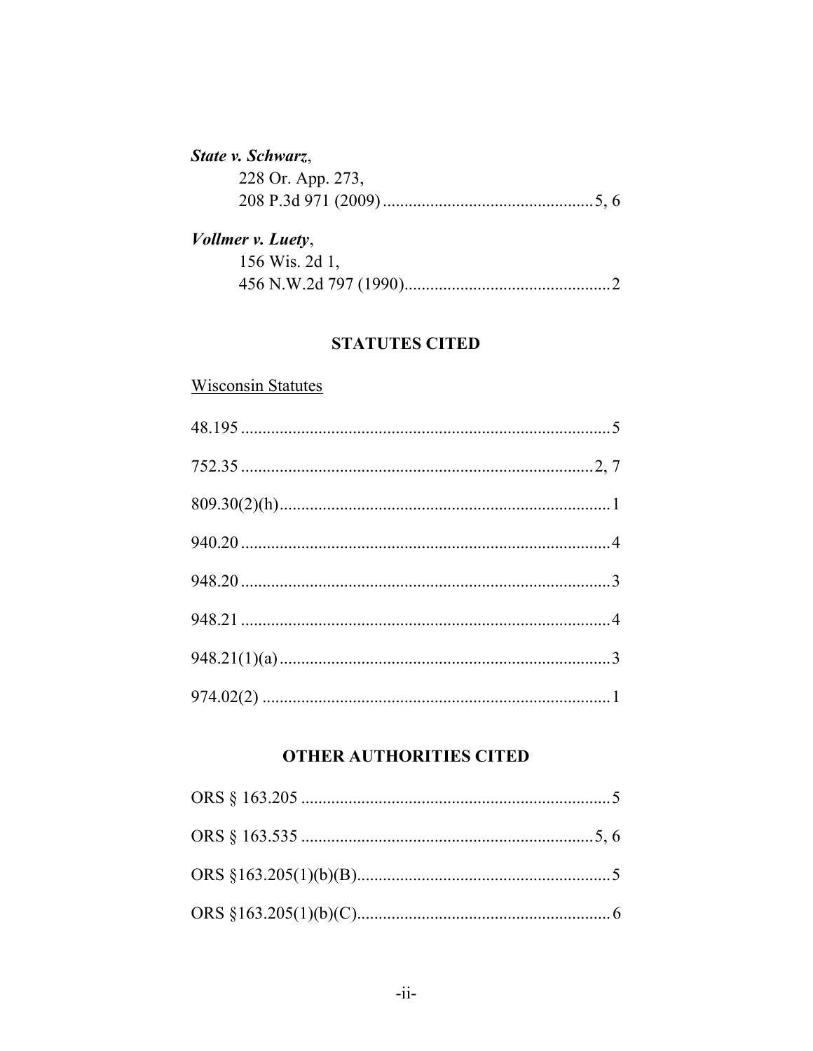***State v. Schwarz***,
228 Or. App. 273,
208 P.3d 971 (2009) ................................................ 5, 6

***Vollmer v. Luety***,
156 Wis. 2d 1,
456 N.W.2d 797 (1990) ................................................ 2

## STATUTES CITED

Wisconsin Statutes

48.195 ........................................................................ 5

752.35 .................................................................... 2, 7

809.30(2)(h) ............................................................... 1

940.20 ........................................................................ 4

948.20 ........................................................................ 3

948.21 ........................................................................ 4

948.21(1)(a) ............................................................... 3

974.02(2) ................................................................... 1

## OTHER AUTHORITIES CITED

ORS § 163.205 ........................................................... 5

ORS § 163.535 ....................................................... 5, 6

ORS §163.205(1)(b)(B) ............................................. 5

ORS §163.205(1)(b)(C) ............................................. 6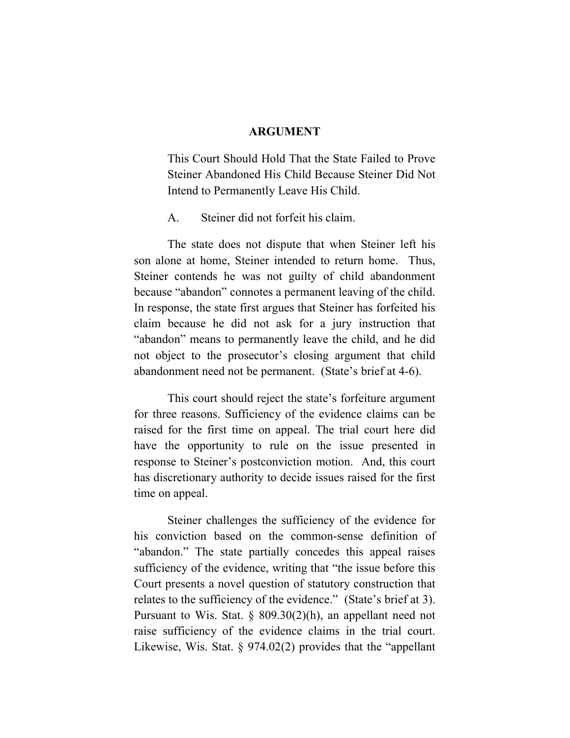## ARGUMENT

This Court Should Hold That the State Failed to Prove Steiner Abandoned His Child Because Steiner Did Not Intend to Permanently Leave His Child.

A. Steiner did not forfeit his claim.

The state does not dispute that when Steiner left his son alone at home, Steiner intended to return home. Thus, Steiner contends he was not guilty of child abandonment because "abandon" connotes a permanent leaving of the child. In response, the state first argues that Steiner has forfeited his claim because he did not ask for a jury instruction that "abandon" means to permanently leave the child, and he did not object to the prosecutor's closing argument that child abandonment need not be permanent. (State's brief at 4-6).

This court should reject the state's forfeiture argument for three reasons. Sufficiency of the evidence claims can be raised for the first time on appeal. The trial court here did have the opportunity to rule on the issue presented in response to Steiner's postconviction motion. And, this court has discretionary authority to decide issues raised for the first time on appeal.

Steiner challenges the sufficiency of the evidence for his conviction based on the common-sense definition of "abandon." The state partially concedes this appeal raises sufficiency of the evidence, writing that "the issue before this Court presents a novel question of statutory construction that relates to the sufficiency of the evidence." (State's brief at 3). Pursuant to Wis. Stat. § 809.30(2)(h), an appellant need not raise sufficiency of the evidence claims in the trial court. Likewise, Wis. Stat. § 974.02(2) provides that the "appellant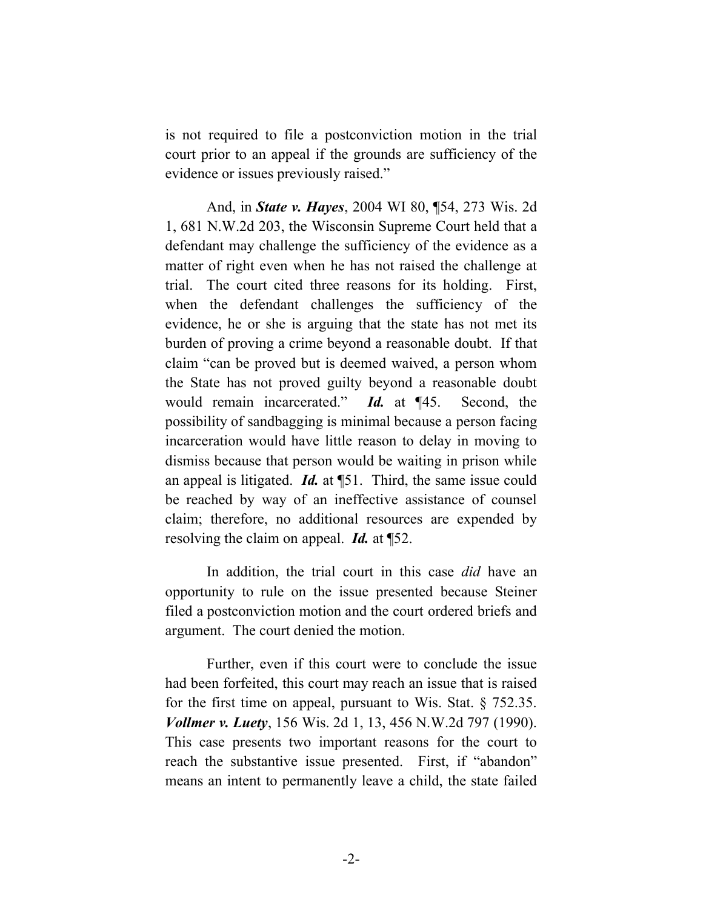is not required to file a postconviction motion in the trial court prior to an appeal if the grounds are sufficiency of the evidence or issues previously raised."

And, in ***State v. Hayes***, 2004 WI 80, ¶54, 273 Wis. 2d 1, 681 N.W.2d 203, the Wisconsin Supreme Court held that a defendant may challenge the sufficiency of the evidence as a matter of right even when he has not raised the challenge at trial. The court cited three reasons for its holding. First, when the defendant challenges the sufficiency of the evidence, he or she is arguing that the state has not met its burden of proving a crime beyond a reasonable doubt. If that claim "can be proved but is deemed waived, a person whom the State has not proved guilty beyond a reasonable doubt would remain incarcerated." ***Id.*** at ¶45. Second, the possibility of sandbagging is minimal because a person facing incarceration would have little reason to delay in moving to dismiss because that person would be waiting in prison while an appeal is litigated. ***Id.*** at ¶51. Third, the same issue could be reached by way of an ineffective assistance of counsel claim; therefore, no additional resources are expended by resolving the claim on appeal. ***Id.*** at ¶52.

In addition, the trial court in this case *did* have an opportunity to rule on the issue presented because Steiner filed a postconviction motion and the court ordered briefs and argument. The court denied the motion.

Further, even if this court were to conclude the issue had been forfeited, this court may reach an issue that is raised for the first time on appeal, pursuant to Wis. Stat. § 752.35. ***Vollmer v. Luety***, 156 Wis. 2d 1, 13, 456 N.W.2d 797 (1990). This case presents two important reasons for the court to reach the substantive issue presented. First, if "abandon" means an intent to permanently leave a child, the state failed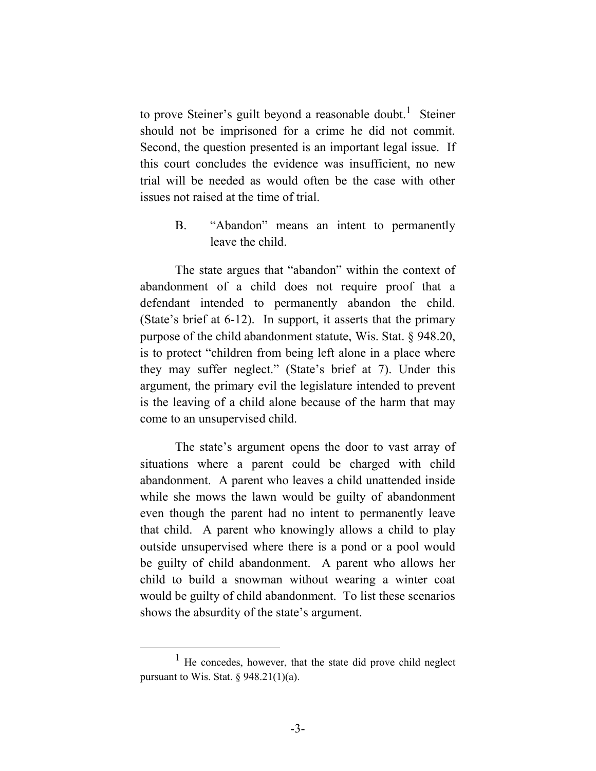to prove Steiner's guilt beyond a reasonable doubt.[1] Steiner should not be imprisoned for a crime he did not commit. Second, the question presented is an important legal issue. If this court concludes the evidence was insufficient, no new trial will be needed as would often be the case with other issues not raised at the time of trial.

### B. "Abandon" means an intent to permanently leave the child.

The state argues that "abandon" within the context of abandonment of a child does not require proof that a defendant intended to permanently abandon the child. (State's brief at 6-12). In support, it asserts that the primary purpose of the child abandonment statute, Wis. Stat. § 948.20, is to protect "children from being left alone in a place where they may suffer neglect." (State's brief at 7). Under this argument, the primary evil the legislature intended to prevent is the leaving of a child alone because of the harm that may come to an unsupervised child.

The state's argument opens the door to vast array of situations where a parent could be charged with child abandonment. A parent who leaves a child unattended inside while she mows the lawn would be guilty of abandonment even though the parent had no intent to permanently leave that child. A parent who knowingly allows a child to play outside unsupervised where there is a pond or a pool would be guilty of child abandonment. A parent who allows her child to build a snowman without wearing a winter coat would be guilty of child abandonment. To list these scenarios shows the absurdity of the state's argument.

---

[1] He concedes, however, that the state did prove child neglect pursuant to Wis. Stat. § 948.21(1)(a).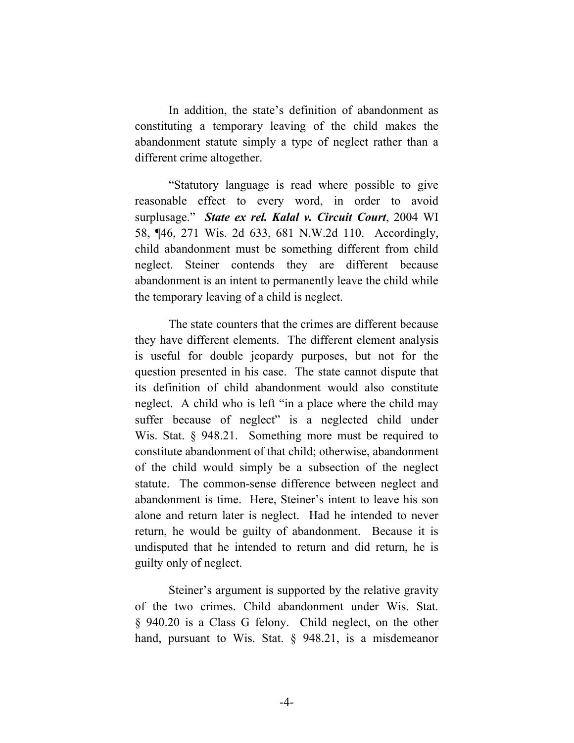In addition, the state's definition of abandonment as constituting a temporary leaving of the child makes the abandonment statute simply a type of neglect rather than a different crime altogether.

"Statutory language is read where possible to give reasonable effect to every word, in order to avoid surplusage." ***State ex rel. Kalal v. Circuit Court***, 2004 WI 58, ¶46, 271 Wis. 2d 633, 681 N.W.2d 110. Accordingly, child abandonment must be something different from child neglect. Steiner contends they are different because abandonment is an intent to permanently leave the child while the temporary leaving of a child is neglect.

The state counters that the crimes are different because they have different elements. The different element analysis is useful for double jeopardy purposes, but not for the question presented in his case. The state cannot dispute that its definition of child abandonment would also constitute neglect. A child who is left "in a place where the child may suffer because of neglect" is a neglected child under Wis. Stat. § 948.21. Something more must be required to constitute abandonment of that child; otherwise, abandonment of the child would simply be a subsection of the neglect statute. The common-sense difference between neglect and abandonment is time. Here, Steiner's intent to leave his son alone and return later is neglect. Had he intended to never return, he would be guilty of abandonment. Because it is undisputed that he intended to return and did return, he is guilty only of neglect.

Steiner's argument is supported by the relative gravity of the two crimes. Child abandonment under Wis. Stat. § 940.20 is a Class G felony. Child neglect, on the other hand, pursuant to Wis. Stat. § 948.21, is a misdemeanor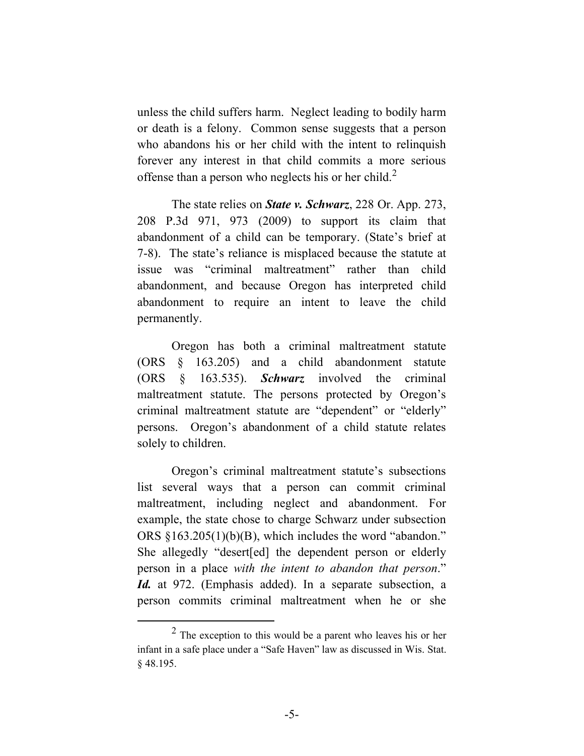unless the child suffers harm. Neglect leading to bodily harm or death is a felony. Common sense suggests that a person who abandons his or her child with the intent to relinquish forever any interest in that child commits a more serious offense than a person who neglects his or her child.[2]

The state relies on ***State v. Schwarz***, 228 Or. App. 273, 208 P.3d 971, 973 (2009) to support its claim that abandonment of a child can be temporary. (State's brief at 7-8). The state's reliance is misplaced because the statute at issue was "criminal maltreatment" rather than child abandonment, and because Oregon has interpreted child abandonment to require an intent to leave the child permanently.

Oregon has both a criminal maltreatment statute (ORS § 163.205) and a child abandonment statute (ORS § 163.535). ***Schwarz*** involved the criminal maltreatment statute. The persons protected by Oregon's criminal maltreatment statute are "dependent" or "elderly" persons. Oregon's abandonment of a child statute relates solely to children.

Oregon's criminal maltreatment statute's subsections list several ways that a person can commit criminal maltreatment, including neglect and abandonment. For example, the state chose to charge Schwarz under subsection ORS §163.205(1)(b)(B), which includes the word "abandon." She allegedly "desert[ed] the dependent person or elderly person in a place *with the intent to abandon that person*." ***Id.*** at 972. (Emphasis added). In a separate subsection, a person commits criminal maltreatment when he or she

---

[2] The exception to this would be a parent who leaves his or her infant in a safe place under a "Safe Haven" law as discussed in Wis. Stat. § 48.195.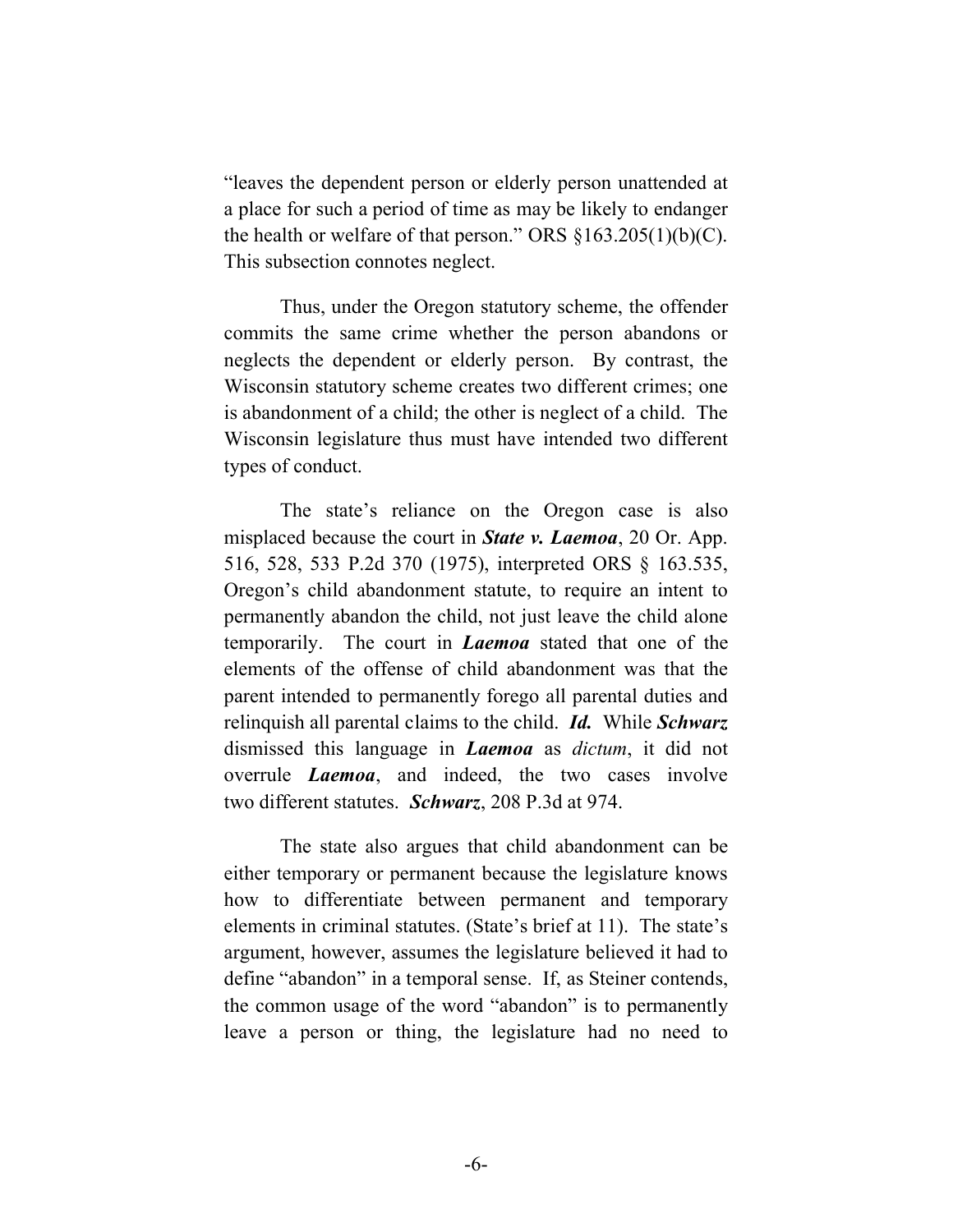"leaves the dependent person or elderly person unattended at a place for such a period of time as may be likely to endanger the health or welfare of that person." ORS §163.205(1)(b)(C). This subsection connotes neglect.

Thus, under the Oregon statutory scheme, the offender commits the same crime whether the person abandons or neglects the dependent or elderly person. By contrast, the Wisconsin statutory scheme creates two different crimes; one is abandonment of a child; the other is neglect of a child. The Wisconsin legislature thus must have intended two different types of conduct.

The state's reliance on the Oregon case is also misplaced because the court in ***State v. Laemoa***, 20 Or. App. 516, 528, 533 P.2d 370 (1975), interpreted ORS § 163.535, Oregon's child abandonment statute, to require an intent to permanently abandon the child, not just leave the child alone temporarily. The court in ***Laemoa*** stated that one of the elements of the offense of child abandonment was that the parent intended to permanently forego all parental duties and relinquish all parental claims to the child. ***Id.*** While ***Schwarz*** dismissed this language in ***Laemoa*** as *dictum*, it did not overrule ***Laemoa***, and indeed, the two cases involve two different statutes. ***Schwarz***, 208 P.3d at 974.

The state also argues that child abandonment can be either temporary or permanent because the legislature knows how to differentiate between permanent and temporary elements in criminal statutes. (State's brief at 11). The state's argument, however, assumes the legislature believed it had to define "abandon" in a temporal sense. If, as Steiner contends, the common usage of the word "abandon" is to permanently leave a person or thing, the legislature had no need to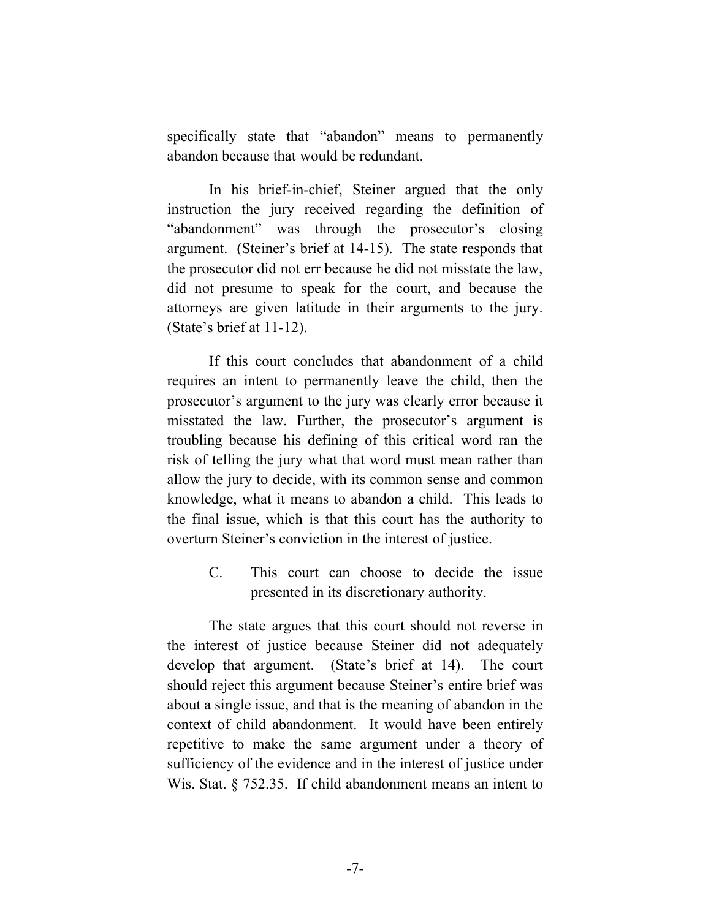specifically state that "abandon" means to permanently abandon because that would be redundant.

In his brief-in-chief, Steiner argued that the only instruction the jury received regarding the definition of "abandonment" was through the prosecutor's closing argument. (Steiner's brief at 14-15). The state responds that the prosecutor did not err because he did not misstate the law, did not presume to speak for the court, and because the attorneys are given latitude in their arguments to the jury. (State's brief at 11-12).

If this court concludes that abandonment of a child requires an intent to permanently leave the child, then the prosecutor's argument to the jury was clearly error because it misstated the law. Further, the prosecutor's argument is troubling because his defining of this critical word ran the risk of telling the jury what that word must mean rather than allow the jury to decide, with its common sense and common knowledge, what it means to abandon a child. This leads to the final issue, which is that this court has the authority to overturn Steiner's conviction in the interest of justice.

C. This court can choose to decide the issue presented in its discretionary authority.

The state argues that this court should not reverse in the interest of justice because Steiner did not adequately develop that argument. (State's brief at 14). The court should reject this argument because Steiner's entire brief was about a single issue, and that is the meaning of abandon in the context of child abandonment. It would have been entirely repetitive to make the same argument under a theory of sufficiency of the evidence and in the interest of justice under Wis. Stat. § 752.35. If child abandonment means an intent to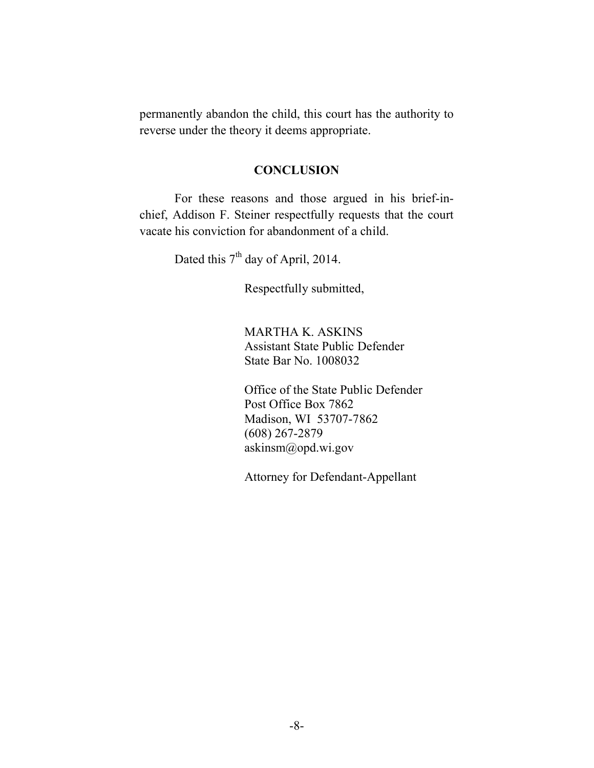permanently abandon the child, this court has the authority to reverse under the theory it deems appropriate.

## CONCLUSION

For these reasons and those argued in his brief-in-chief, Addison F. Steiner respectfully requests that the court vacate his conviction for abandonment of a child.

Dated this 7th day of April, 2014.

Respectfully submitted,

MARTHA K. ASKINS
Assistant State Public Defender
State Bar No. 1008032

Office of the State Public Defender
Post Office Box 7862
Madison, WI 53707-7862
(608) 267-2879
askinsm@opd.wi.gov

Attorney for Defendant-Appellant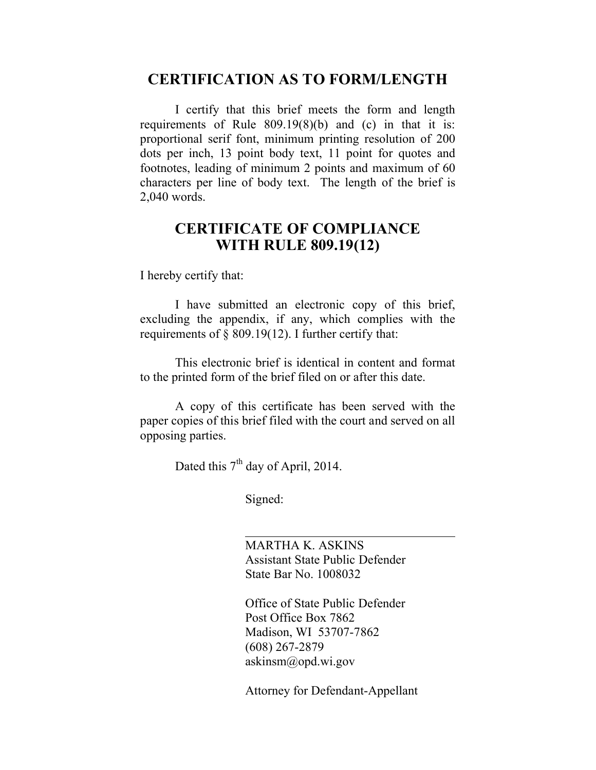## CERTIFICATION AS TO FORM/LENGTH

I certify that this brief meets the form and length requirements of Rule 809.19(8)(b) and (c) in that it is: proportional serif font, minimum printing resolution of 200 dots per inch, 13 point body text, 11 point for quotes and footnotes, leading of minimum 2 points and maximum of 60 characters per line of body text. The length of the brief is 2,040 words.

## CERTIFICATE OF COMPLIANCE WITH RULE 809.19(12)

I hereby certify that:

I have submitted an electronic copy of this brief, excluding the appendix, if any, which complies with the requirements of § 809.19(12). I further certify that:

This electronic brief is identical in content and format to the printed form of the brief filed on or after this date.

A copy of this certificate has been served with the paper copies of this brief filed with the court and served on all opposing parties.

Dated this 7th day of April, 2014.

Signed:

\_\_\_\_\_\_\_\_\_\_\_\_\_\_\_\_\_\_\_\_\_\_\_\_\_\_\_\_\_\_

MARTHA K. ASKINS
Assistant State Public Defender
State Bar No. 1008032

Office of State Public Defender
Post Office Box 7862
Madison, WI 53707-7862
(608) 267-2879
askinsm@opd.wi.gov

Attorney for Defendant-Appellant